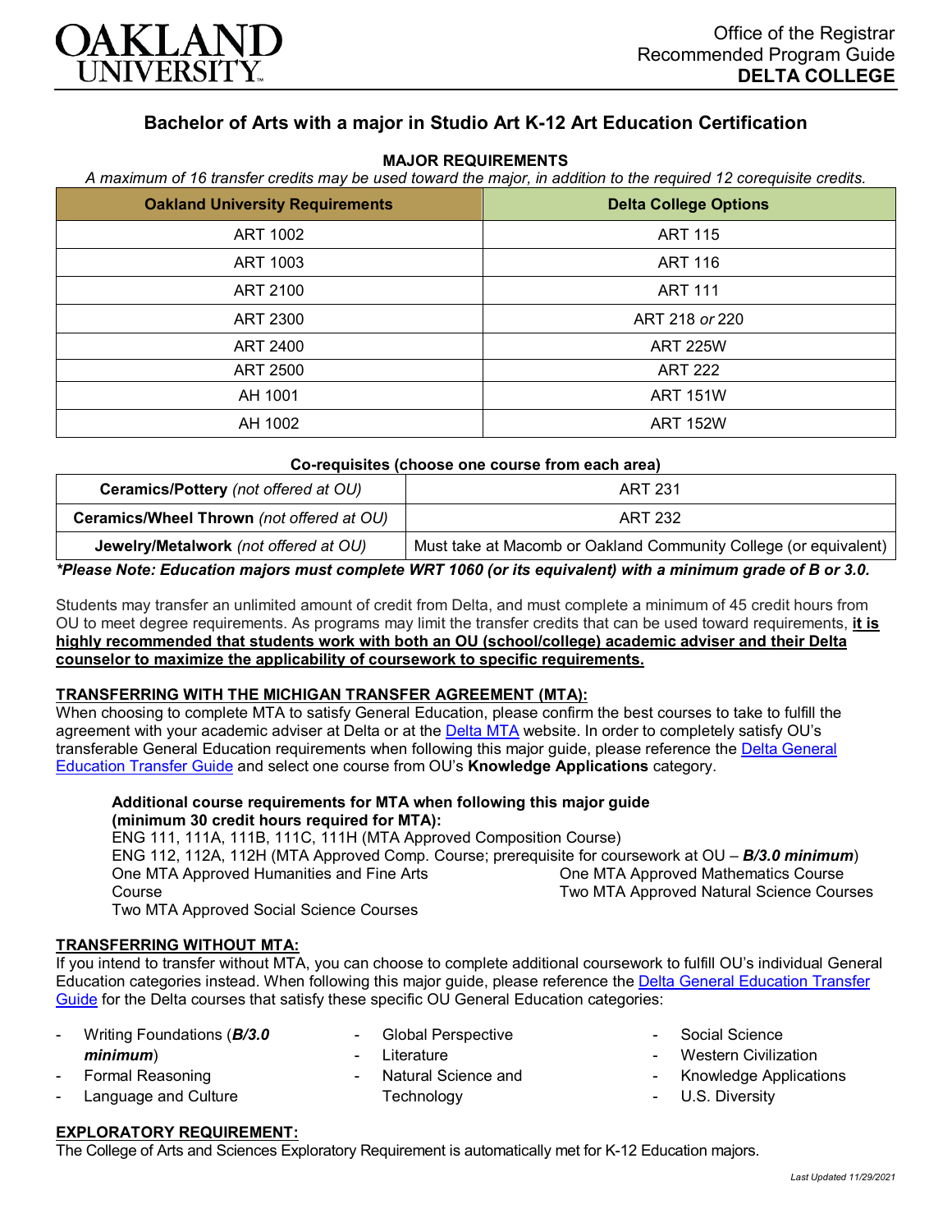OAKLAND UNIVERSITY

Office of the Registrar
Recommended Program Guide
**DELTA COLLEGE**

# Bachelor of Arts with a major in Studio Art K-12 Art Education Certification

**MAJOR REQUIREMENTS**

*A maximum of 16 transfer credits may be used toward the major, in addition to the required 12 corequisite credits.*

| Oakland University Requirements | Delta College Options |
|---|---|
| ART 1002 | ART 115 |
| ART 1003 | ART 116 |
| ART 2100 | ART 111 |
| ART 2300 | ART 218 *or* 220 |
| ART 2400 | ART 225W |
| ART 2500 | ART 222 |
| AH 1001 | ART 151W |
| AH 1002 | ART 152W |

**Co-requisites (choose one course from each area)**

| | |
|---|---|
| **Ceramics/Pottery** *(not offered at OU)* | ART 231 |
| **Ceramics/Wheel Thrown** *(not offered at OU)* | ART 232 |
| **Jewelry/Metalwork** *(not offered at OU)* | Must take at Macomb or Oakland Community College (or equivalent) |

***Please Note: Education majors must complete WRT 1060 (or its equivalent) with a minimum grade of B or 3.0.**

Students may transfer an unlimited amount of credit from Delta, and must complete a minimum of 45 credit hours from OU to meet degree requirements. As programs may limit the transfer credits that can be used toward requirements, **it is highly recommended that students work with both an OU (school/college) academic adviser and their Delta counselor to maximize the applicability of coursework to specific requirements.**

## TRANSFERRING WITH THE MICHIGAN TRANSFER AGREEMENT (MTA):

When choosing to complete MTA to satisfy General Education, please confirm the best courses to take to fulfill the agreement with your academic adviser at Delta or at the Delta MTA website. In order to completely satisfy OU's transferable General Education requirements when following this major guide, please reference the Delta General Education Transfer Guide and select one course from OU's **Knowledge Applications** category.

**Additional course requirements for MTA when following this major guide (minimum 30 credit hours required for MTA):**

ENG 111, 111A, 111B, 111C, 111H (MTA Approved Composition Course)
ENG 112, 112A, 112H (MTA Approved Comp. Course; prerequisite for coursework at OU – ***B/3.0 minimum***)
One MTA Approved Humanities and Fine Arts Course
Two MTA Approved Social Science Courses
One MTA Approved Mathematics Course
Two MTA Approved Natural Science Courses

## TRANSFERRING WITHOUT MTA:

If you intend to transfer without MTA, you can choose to complete additional coursework to fulfill OU's individual General Education categories instead. When following this major guide, please reference the Delta General Education Transfer Guide for the Delta courses that satisfy these specific OU General Education categories:

- Writing Foundations (***B/3.0 minimum***)
- Formal Reasoning
- Language and Culture
- Global Perspective
- Literature
- Natural Science and Technology
- Social Science
- Western Civilization
- Knowledge Applications
- U.S. Diversity

## EXPLORATORY REQUIREMENT:

The College of Arts and Sciences Exploratory Requirement is automatically met for K-12 Education majors.

*Last Updated 11/29/2021*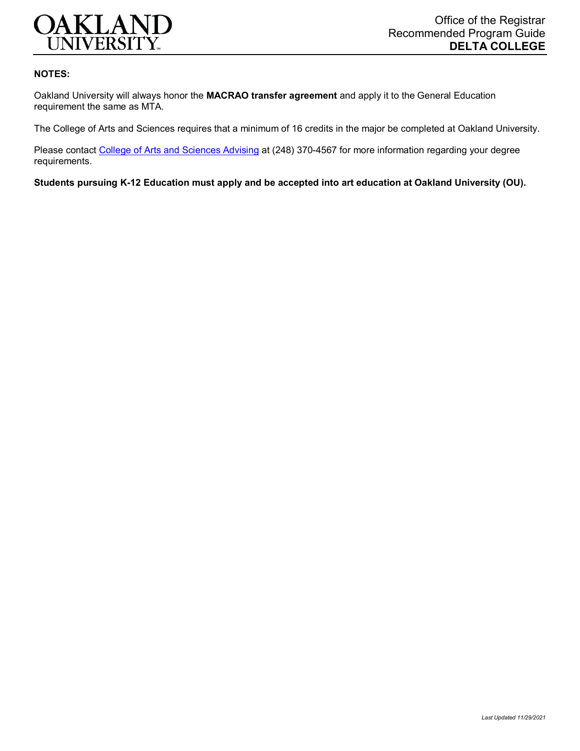**NOTES:**

Oakland University will always honor the **MACRAO transfer agreement** and apply it to the General Education requirement the same as MTA.

The College of Arts and Sciences requires that a minimum of 16 credits in the major be completed at Oakland University.

Please contact College of Arts and Sciences Advising at (248) 370-4567 for more information regarding your degree requirements.

**Students pursuing K-12 Education must apply and be accepted into art education at Oakland University (OU).**